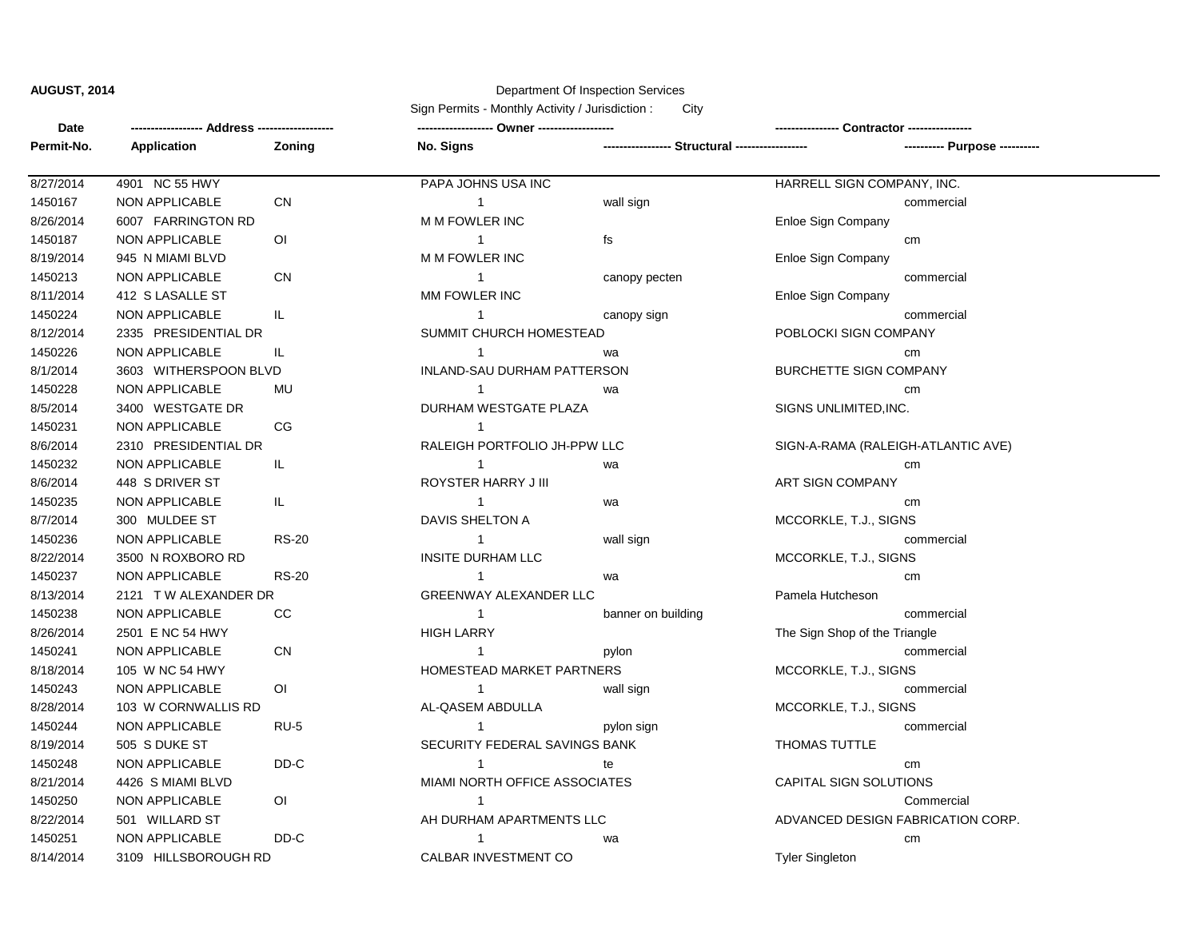**AUGUST, 2014**

Department Of Inspection Services

Sign Permits - Monthly Activity / Jurisdiction : City

| Date / Permit-No. | Address / Application | Zoning | Owner / No. Signs | Structural | Contractor / Purpose |
|---|---|---|---|---|---|
| 8/27/2014 | 4901 NC 55 HWY | | PAPA JOHNS USA INC | | HARRELL SIGN COMPANY, INC. |
| 1450167 | NON APPLICABLE | CN | 1 | wall sign | commercial |
| 8/26/2014 | 6007 FARRINGTON RD | | M M FOWLER INC | | Enloe Sign Company |
| 1450187 | NON APPLICABLE | OI | 1 | fs | cm |
| 8/19/2014 | 945 N MIAMI BLVD | | M M FOWLER INC | | Enloe Sign Company |
| 1450213 | NON APPLICABLE | CN | 1 | canopy pecten | commercial |
| 8/11/2014 | 412 S LASALLE ST | | MM FOWLER INC | | Enloe Sign Company |
| 1450224 | NON APPLICABLE | IL | 1 | canopy sign | commercial |
| 8/12/2014 | 2335 PRESIDENTIAL DR | | SUMMIT CHURCH HOMESTEAD | | POBLOCKI SIGN COMPANY |
| 1450226 | NON APPLICABLE | IL | 1 | wa | cm |
| 8/1/2014 | 3603 WITHERSPOON BLVD | | INLAND-SAU DURHAM PATTERSON | | BURCHETTE SIGN COMPANY |
| 1450228 | NON APPLICABLE | MU | 1 | wa | cm |
| 8/5/2014 | 3400 WESTGATE DR | | DURHAM WESTGATE PLAZA | | SIGNS UNLIMITED,INC. |
| 1450231 | NON APPLICABLE | CG | 1 | | |
| 8/6/2014 | 2310 PRESIDENTIAL DR | | RALEIGH PORTFOLIO JH-PPW LLC | | SIGN-A-RAMA (RALEIGH-ATLANTIC AVE) |
| 1450232 | NON APPLICABLE | IL | 1 | wa | cm |
| 8/6/2014 | 448 S DRIVER ST | | ROYSTER HARRY J III | | ART SIGN COMPANY |
| 1450235 | NON APPLICABLE | IL | 1 | wa | cm |
| 8/7/2014 | 300 MULDEE ST | | DAVIS SHELTON A | | MCCORKLE, T.J., SIGNS |
| 1450236 | NON APPLICABLE | RS-20 | 1 | wall sign | commercial |
| 8/22/2014 | 3500 N ROXBORO RD | | INSITE DURHAM LLC | | MCCORKLE, T.J., SIGNS |
| 1450237 | NON APPLICABLE | RS-20 | 1 | wa | cm |
| 8/13/2014 | 2121 T W ALEXANDER DR | | GREENWAY ALEXANDER LLC | | Pamela Hutcheson |
| 1450238 | NON APPLICABLE | CC | 1 | banner on building | commercial |
| 8/26/2014 | 2501 E NC 54 HWY | | HIGH LARRY | | The Sign Shop of the Triangle |
| 1450241 | NON APPLICABLE | CN | 1 | pylon | commercial |
| 8/18/2014 | 105 W NC 54 HWY | | HOMESTEAD MARKET PARTNERS | | MCCORKLE, T.J., SIGNS |
| 1450243 | NON APPLICABLE | OI | 1 | wall sign | commercial |
| 8/28/2014 | 103 W CORNWALLIS RD | | AL-QASEM ABDULLA | | MCCORKLE, T.J., SIGNS |
| 1450244 | NON APPLICABLE | RU-5 | 1 | pylon sign | commercial |
| 8/19/2014 | 505 S DUKE ST | | SECURITY FEDERAL SAVINGS BANK | | THOMAS TUTTLE |
| 1450248 | NON APPLICABLE | DD-C | 1 | te | cm |
| 8/21/2014 | 4426 S MIAMI BLVD | | MIAMI NORTH OFFICE ASSOCIATES | | CAPITAL SIGN SOLUTIONS |
| 1450250 | NON APPLICABLE | OI | 1 | | Commercial |
| 8/22/2014 | 501 WILLARD ST | | AH DURHAM APARTMENTS LLC | | ADVANCED DESIGN FABRICATION CORP. |
| 1450251 | NON APPLICABLE | DD-C | 1 | wa | cm |
| 8/14/2014 | 3109 HILLSBOROUGH RD | | CALBAR INVESTMENT CO | | Tyler Singleton |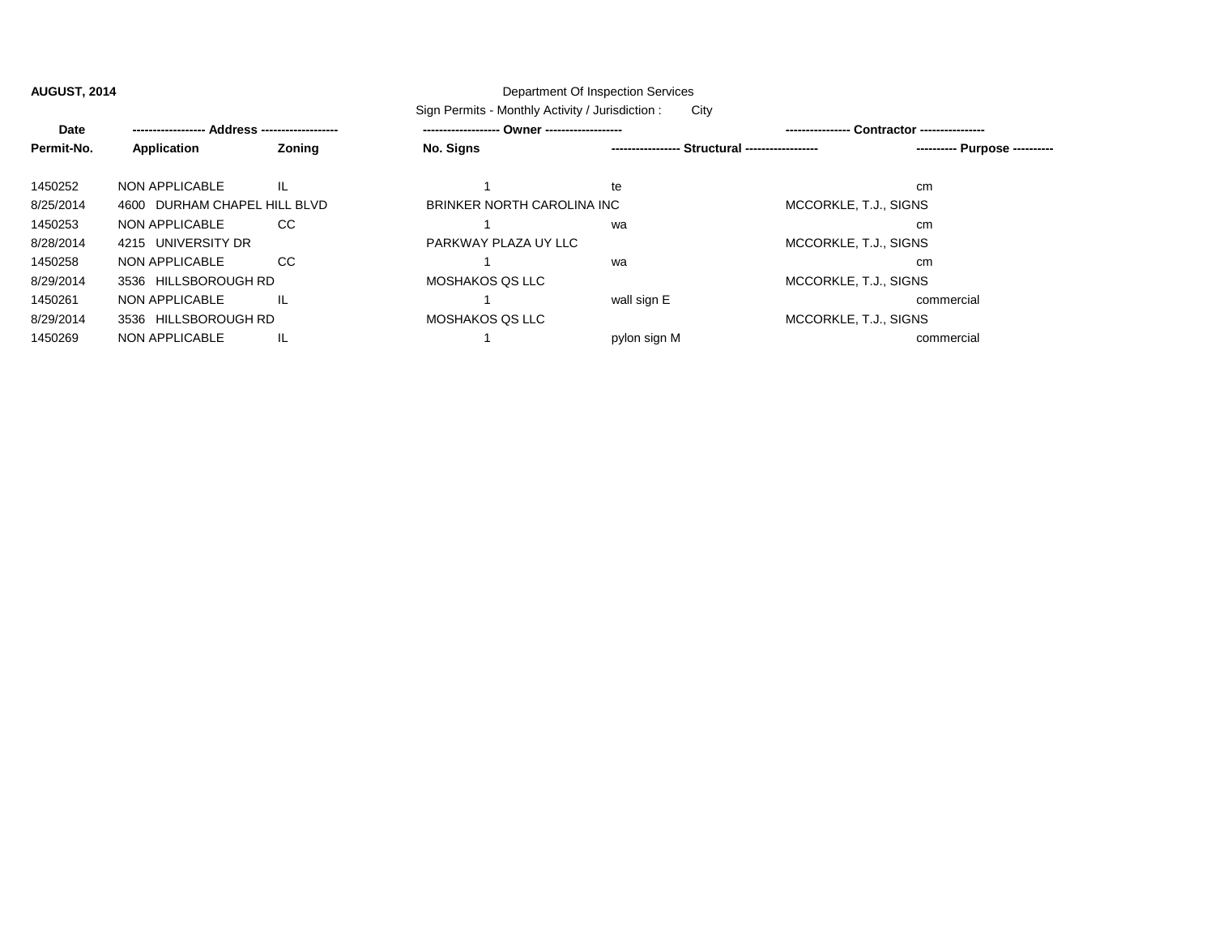**AUGUST, 2014**

Department Of Inspection Services

Sign Permits - Monthly Activity / Jurisdiction : City

| Date | ------------------ Address ------------------- | | ------------------- Owner ------------------- | | ---------------- Contractor ---------------- | |
|---|---|---|---|---|---|---|
| Permit-No. | Application | Zoning | No. Signs | ----------------- Structural ------------------ | | ---------- Purpose ---------- |
| 1450252 | NON APPLICABLE | IL | 1 | te | | cm |
| 8/25/2014 | 4600 DURHAM CHAPEL HILL BLVD | | BRINKER NORTH CAROLINA INC | | MCCORKLE, T.J., SIGNS | |
| 1450253 | NON APPLICABLE | CC | 1 | wa | | cm |
| 8/28/2014 | 4215 UNIVERSITY DR | | PARKWAY PLAZA UY LLC | | MCCORKLE, T.J., SIGNS | |
| 1450258 | NON APPLICABLE | CC | 1 | wa | | cm |
| 8/29/2014 | 3536 HILLSBOROUGH RD | | MOSHAKOS QS LLC | | MCCORKLE, T.J., SIGNS | |
| 1450261 | NON APPLICABLE | IL | 1 | wall sign E | | commercial |
| 8/29/2014 | 3536 HILLSBOROUGH RD | | MOSHAKOS QS LLC | | MCCORKLE, T.J., SIGNS | |
| 1450269 | NON APPLICABLE | IL | 1 | pylon sign M | | commercial |